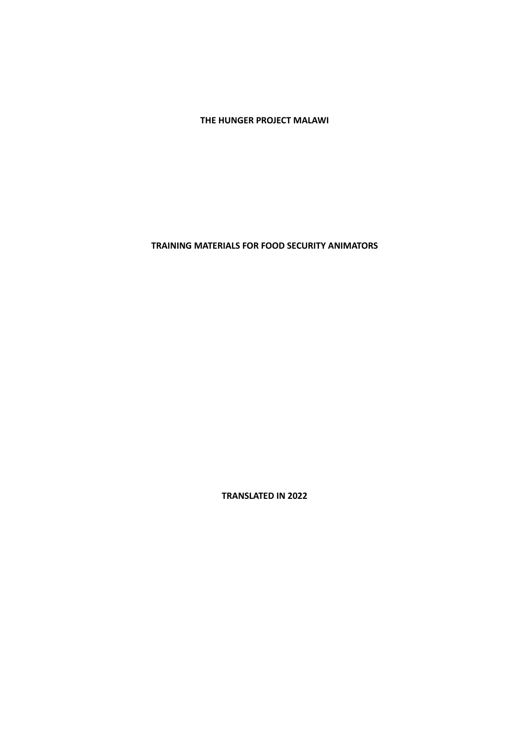**THE HUNGER PROJECT MALAWI**

# TRAINING MATERIALS FOR FOOD SECURITY ANIMATORS

**TRANSLATED IN 2022**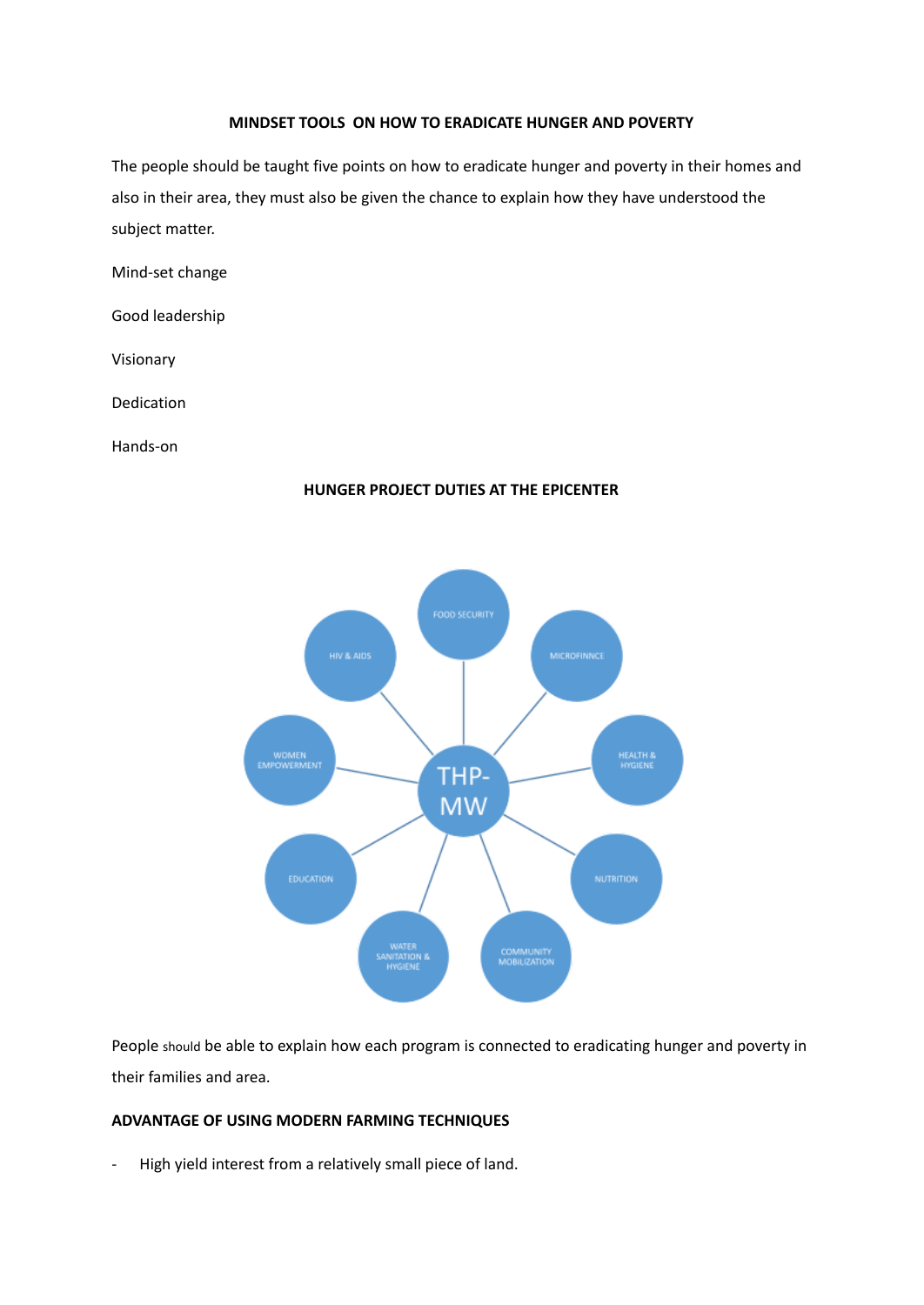**MINDSET TOOLS ON HOW TO ERADICATE HUNGER AND POVERTY**

The people should be taught five points on how to eradicate hunger and poverty in their homes and also in their area, they must also be given the chance to explain how they have understood the subject matter.

Mind-set change

Good leadership

Visionary

Dedication

Hands-on

**HUNGER PROJECT DUTIES AT THE EPICENTER**

THP-MW

FOOD SECURITY

MICROFINNCE

HEALTH & HYGIENE

NUTRITION

COMMUNITY MOBILIZATION

WATER SANITATION & HYGIENE

EDUCATION

WOMEN EMPOWERMENT

HIV & AIDS

People should be able to explain how each program is connected to eradicating hunger and poverty in their families and area.

**ADVANTAGE OF USING MODERN FARMING TECHNIQUES**

- High yield interest from a relatively small piece of land.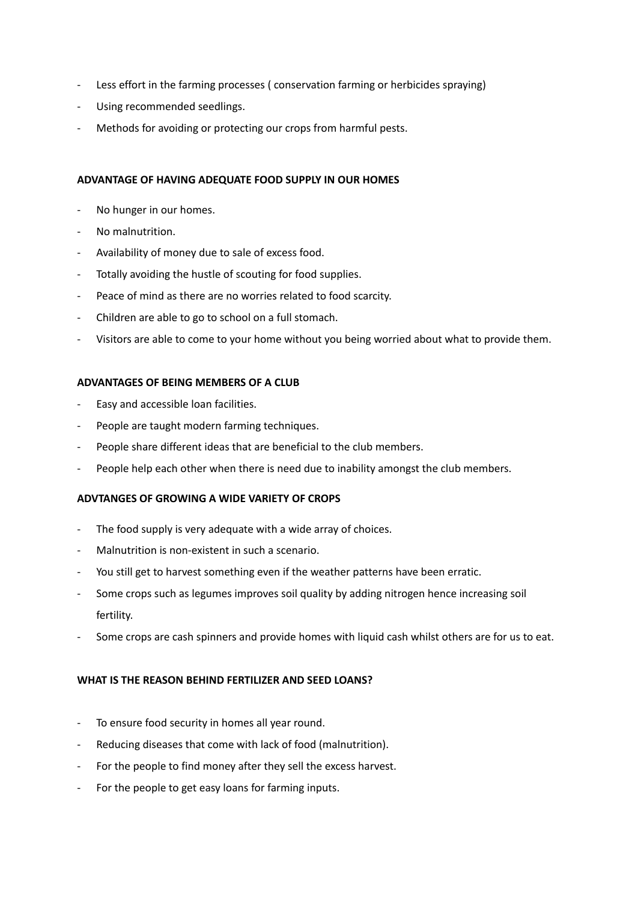- Less effort in the farming processes ( conservation farming or herbicides spraying)
- Using recommended seedlings.
- Methods for avoiding or protecting our crops from harmful pests.

**ADVANTAGE OF HAVING ADEQUATE FOOD SUPPLY IN OUR HOMES**

- No hunger in our homes.
- No malnutrition.
- Availability of money due to sale of excess food.
- Totally avoiding the hustle of scouting for food supplies.
- Peace of mind as there are no worries related to food scarcity.
- Children are able to go to school on a full stomach.
- Visitors are able to come to your home without you being worried about what to provide them.

**ADVANTAGES OF BEING MEMBERS OF A CLUB**

- Easy and accessible loan facilities.
- People are taught modern farming techniques.
- People share different ideas that are beneficial to the club members.
- People help each other when there is need due to inability amongst the club members.

**ADVTANGES OF GROWING A WIDE VARIETY OF CROPS**

- The food supply is very adequate with a wide array of choices.
- Malnutrition is non-existent in such a scenario.
- You still get to harvest something even if the weather patterns have been erratic.
- Some crops such as legumes improves soil quality by adding nitrogen hence increasing soil fertility.
- Some crops are cash spinners and provide homes with liquid cash whilst others are for us to eat.

**WHAT IS THE REASON BEHIND FERTILIZER AND SEED LOANS?**

- To ensure food security in homes all year round.
- Reducing diseases that come with lack of food (malnutrition).
- For the people to find money after they sell the excess harvest.
- For the people to get easy loans for farming inputs.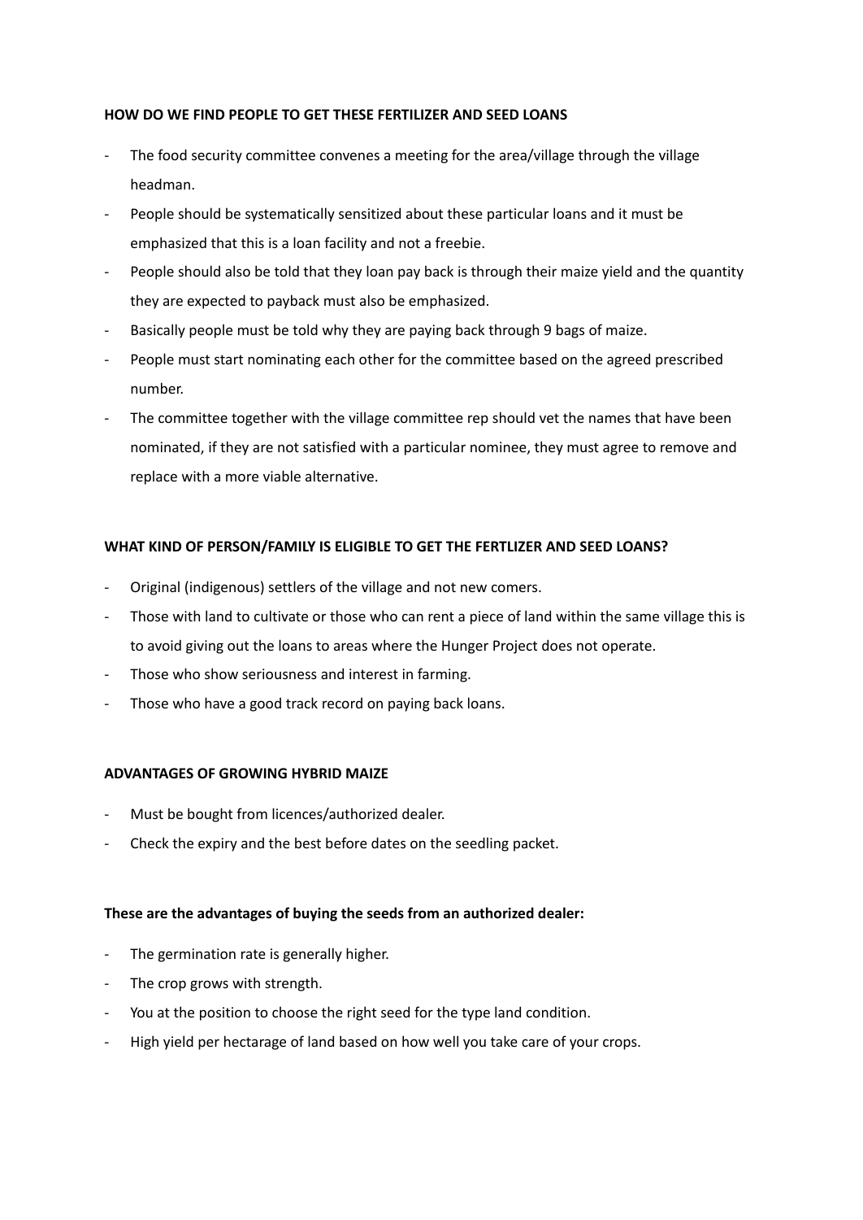**HOW DO WE FIND PEOPLE TO GET THESE FERTILIZER AND SEED LOANS**

- The food security committee convenes a meeting for the area/village through the village headman.
- People should be systematically sensitized about these particular loans and it must be emphasized that this is a loan facility and not a freebie.
- People should also be told that they loan pay back is through their maize yield and the quantity they are expected to payback must also be emphasized.
- Basically people must be told why they are paying back through 9 bags of maize.
- People must start nominating each other for the committee based on the agreed prescribed number.
- The committee together with the village committee rep should vet the names that have been nominated, if they are not satisfied with a particular nominee, they must agree to remove and replace with a more viable alternative.

**WHAT KIND OF PERSON/FAMILY IS ELIGIBLE TO GET THE FERTLIZER AND SEED LOANS?**

- Original (indigenous) settlers of the village and not new comers.
- Those with land to cultivate or those who can rent a piece of land within the same village this is to avoid giving out the loans to areas where the Hunger Project does not operate.
- Those who show seriousness and interest in farming.
- Those who have a good track record on paying back loans.

**ADVANTAGES OF GROWING HYBRID MAIZE**

- Must be bought from licences/authorized dealer.
- Check the expiry and the best before dates on the seedling packet.

**These are the advantages of buying the seeds from an authorized dealer:**

- The germination rate is generally higher.
- The crop grows with strength.
- You at the position to choose the right seed for the type land condition.
- High yield per hectarage of land based on how well you take care of your crops.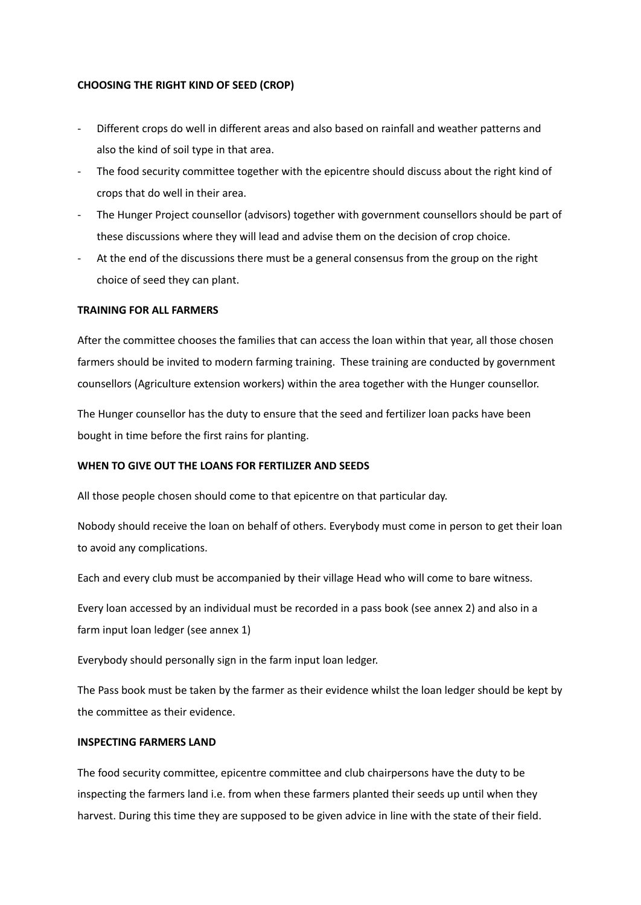**CHOOSING THE RIGHT KIND OF SEED (CROP)**

- Different crops do well in different areas and also based on rainfall and weather patterns and also the kind of soil type in that area.
- The food security committee together with the epicentre should discuss about the right kind of crops that do well in their area.
- The Hunger Project counsellor (advisors) together with government counsellors should be part of these discussions where they will lead and advise them on the decision of crop choice.
- At the end of the discussions there must be a general consensus from the group on the right choice of seed they can plant.

**TRAINING FOR ALL FARMERS**

After the committee chooses the families that can access the loan within that year, all those chosen farmers should be invited to modern farming training. These training are conducted by government counsellors (Agriculture extension workers) within the area together with the Hunger counsellor.

The Hunger counsellor has the duty to ensure that the seed and fertilizer loan packs have been bought in time before the first rains for planting.

**WHEN TO GIVE OUT THE LOANS FOR FERTILIZER AND SEEDS**

All those people chosen should come to that epicentre on that particular day.

Nobody should receive the loan on behalf of others. Everybody must come in person to get their loan to avoid any complications.

Each and every club must be accompanied by their village Head who will come to bare witness.

Every loan accessed by an individual must be recorded in a pass book (see annex 2) and also in a farm input loan ledger (see annex 1)

Everybody should personally sign in the farm input loan ledger.

The Pass book must be taken by the farmer as their evidence whilst the loan ledger should be kept by the committee as their evidence.

**INSPECTING FARMERS LAND**

The food security committee, epicentre committee and club chairpersons have the duty to be inspecting the farmers land i.e. from when these farmers planted their seeds up until when they harvest. During this time they are supposed to be given advice in line with the state of their field.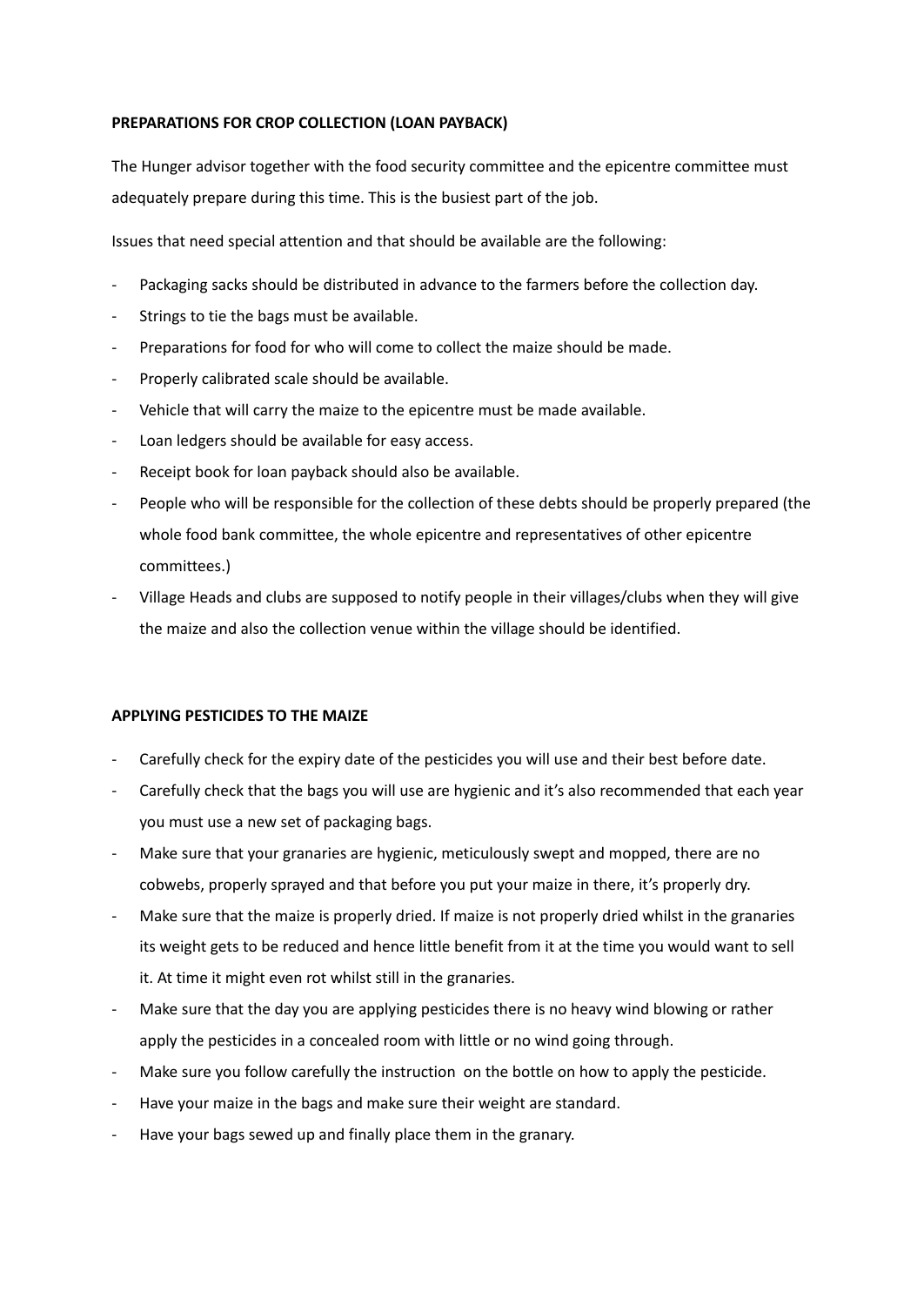**PREPARATIONS FOR CROP COLLECTION (LOAN PAYBACK)**

The Hunger advisor together with the food security committee and the epicentre committee must adequately prepare during this time. This is the busiest part of the job.

Issues that need special attention and that should be available are the following:

- Packaging sacks should be distributed in advance to the farmers before the collection day.
- Strings to tie the bags must be available.
- Preparations for food for who will come to collect the maize should be made.
- Properly calibrated scale should be available.
- Vehicle that will carry the maize to the epicentre must be made available.
- Loan ledgers should be available for easy access.
- Receipt book for loan payback should also be available.
- People who will be responsible for the collection of these debts should be properly prepared (the whole food bank committee, the whole epicentre and representatives of other epicentre committees.)
- Village Heads and clubs are supposed to notify people in their villages/clubs when they will give the maize and also the collection venue within the village should be identified.

**APPLYING PESTICIDES TO THE MAIZE**

- Carefully check for the expiry date of the pesticides you will use and their best before date.
- Carefully check that the bags you will use are hygienic and it's also recommended that each year you must use a new set of packaging bags.
- Make sure that your granaries are hygienic, meticulously swept and mopped, there are no cobwebs, properly sprayed and that before you put your maize in there, it's properly dry.
- Make sure that the maize is properly dried. If maize is not properly dried whilst in the granaries its weight gets to be reduced and hence little benefit from it at the time you would want to sell it. At time it might even rot whilst still in the granaries.
- Make sure that the day you are applying pesticides there is no heavy wind blowing or rather apply the pesticides in a concealed room with little or no wind going through.
- Make sure you follow carefully the instruction on the bottle on how to apply the pesticide.
- Have your maize in the bags and make sure their weight are standard.
- Have your bags sewed up and finally place them in the granary.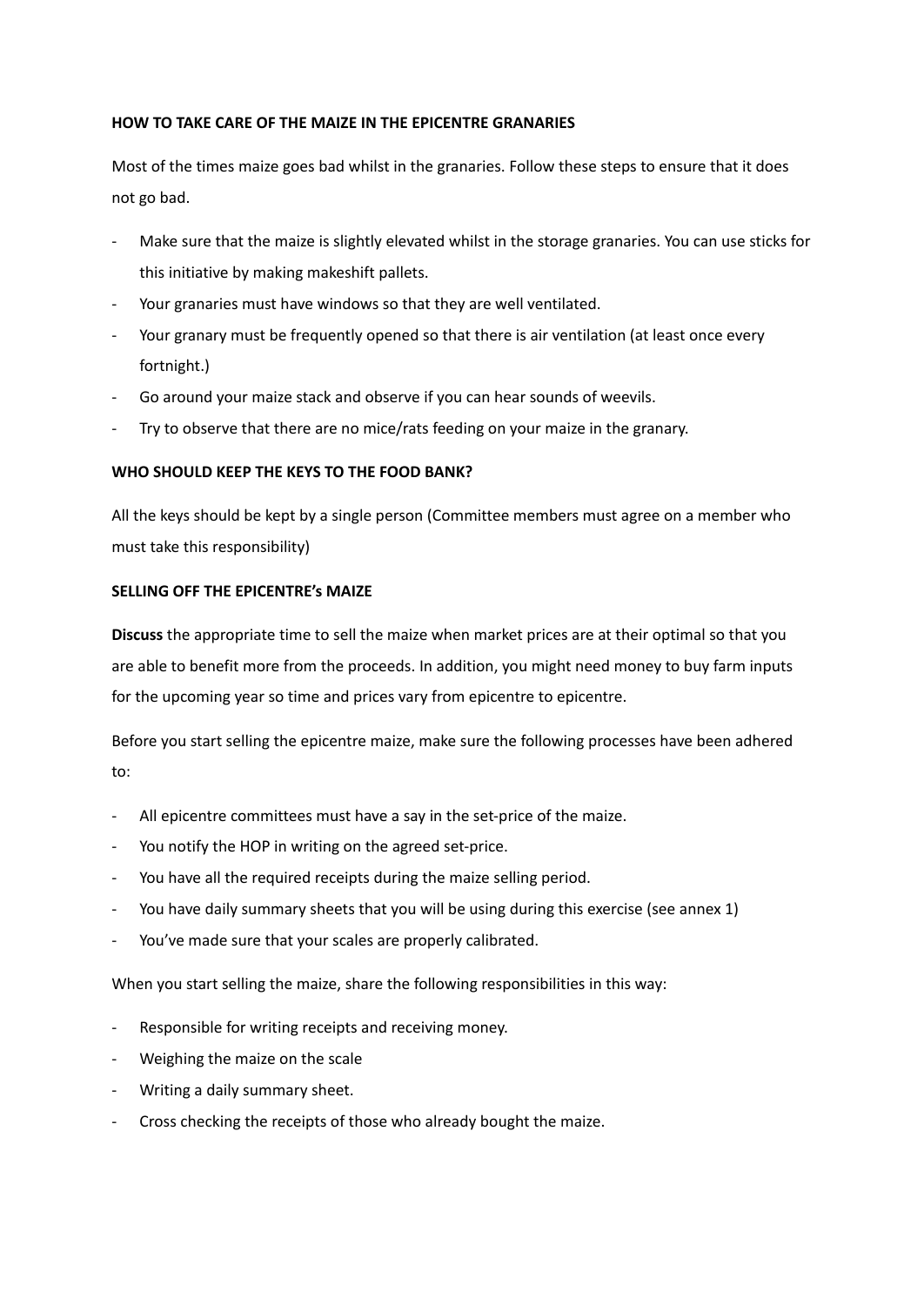**HOW TO TAKE CARE OF THE MAIZE IN THE EPICENTRE GRANARIES**

Most of the times maize goes bad whilst in the granaries. Follow these steps to ensure that it does not go bad.

- Make sure that the maize is slightly elevated whilst in the storage granaries. You can use sticks for this initiative by making makeshift pallets.
- Your granaries must have windows so that they are well ventilated.
- Your granary must be frequently opened so that there is air ventilation (at least once every fortnight.)
- Go around your maize stack and observe if you can hear sounds of weevils.
- Try to observe that there are no mice/rats feeding on your maize in the granary.

**WHO SHOULD KEEP THE KEYS TO THE FOOD BANK?**

All the keys should be kept by a single person (Committee members must agree on a member who must take this responsibility)

**SELLING OFF THE EPICENTRE's MAIZE**

**Discuss** the appropriate time to sell the maize when market prices are at their optimal so that you are able to benefit more from the proceeds. In addition, you might need money to buy farm inputs for the upcoming year so time and prices vary from epicentre to epicentre.

Before you start selling the epicentre maize, make sure the following processes have been adhered to:

- All epicentre committees must have a say in the set-price of the maize.
- You notify the HOP in writing on the agreed set-price.
- You have all the required receipts during the maize selling period.
- You have daily summary sheets that you will be using during this exercise (see annex 1)
- You've made sure that your scales are properly calibrated.

When you start selling the maize, share the following responsibilities in this way:

- Responsible for writing receipts and receiving money.
- Weighing the maize on the scale
- Writing a daily summary sheet.
- Cross checking the receipts of those who already bought the maize.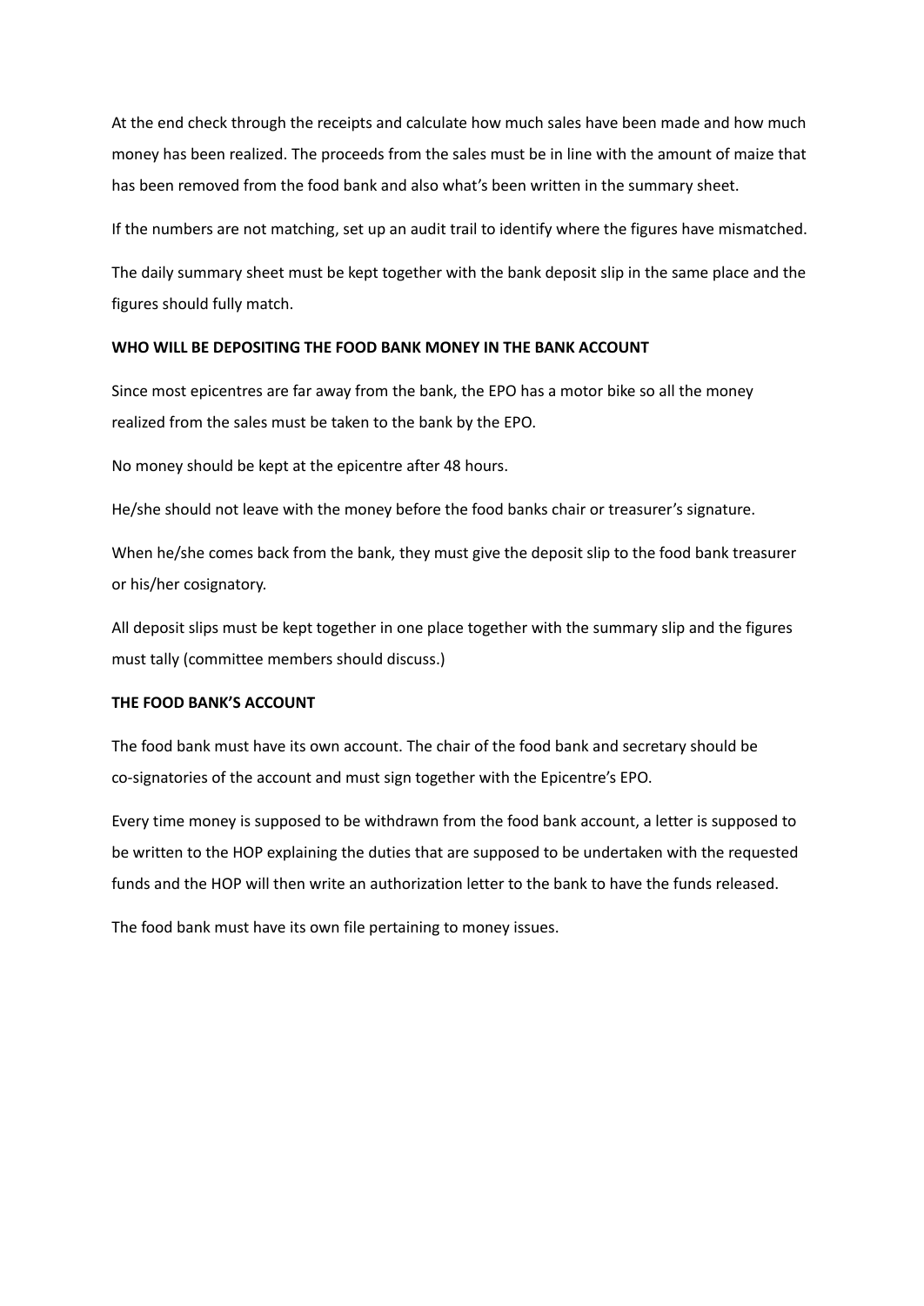At the end check through the receipts and calculate how much sales have been made and how much money has been realized. The proceeds from the sales must be in line with the amount of maize that has been removed from the food bank and also what's been written in the summary sheet.

If the numbers are not matching, set up an audit trail to identify where the figures have mismatched.

The daily summary sheet must be kept together with the bank deposit slip in the same place and the figures should fully match.

**WHO WILL BE DEPOSITING THE FOOD BANK MONEY IN THE BANK ACCOUNT**

Since most epicentres are far away from the bank, the EPO has a motor bike so all the money realized from the sales must be taken to the bank by the EPO.

No money should be kept at the epicentre after 48 hours.

He/she should not leave with the money before the food banks chair or treasurer's signature.

When he/she comes back from the bank, they must give the deposit slip to the food bank treasurer or his/her cosignatory.

All deposit slips must be kept together in one place together with the summary slip and the figures must tally (committee members should discuss.)

**THE FOOD BANK'S ACCOUNT**

The food bank must have its own account. The chair of the food bank and secretary should be co-signatories of the account and must sign together with the Epicentre's EPO.

Every time money is supposed to be withdrawn from the food bank account, a letter is supposed to be written to the HOP explaining the duties that are supposed to be undertaken with the requested funds and the HOP will then write an authorization letter to the bank to have the funds released.

The food bank must have its own file pertaining to money issues.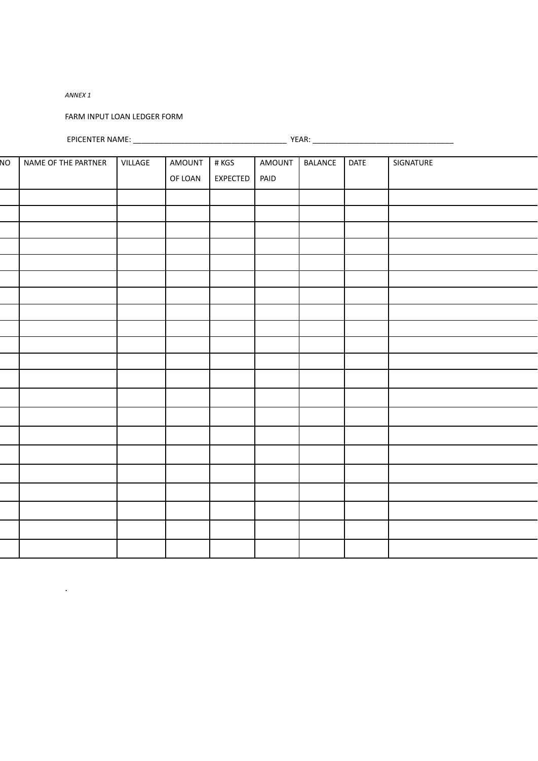*ANNEX 1*

FARM INPUT LOAN LEDGER FORM

EPICENTER NAME: ____________________________________ YEAR: _________________________________

| NO | NAME OF THE PARTNER | VILLAGE | AMOUNT OF LOAN | # KGS EXPECTED | AMOUNT PAID | BALANCE | DATE | SIGNATURE |
|---|---|---|---|---|---|---|---|---|
| | | | | | | | | |
| | | | | | | | | |
| | | | | | | | | |
| | | | | | | | | |
| | | | | | | | | |
| | | | | | | | | |
| | | | | | | | | |
| | | | | | | | | |
| | | | | | | | | |
| | | | | | | | | |
| | | | | | | | | |
| | | | | | | | | |
| | | | | | | | | |
| | | | | | | | | |
| | | | | | | | | |
| | | | | | | | | |
| | | | | | | | | |
| | | | | | | | | |
| | | | | | | | | |
| | | | | | | | | |
| | | | | | | | | |

.